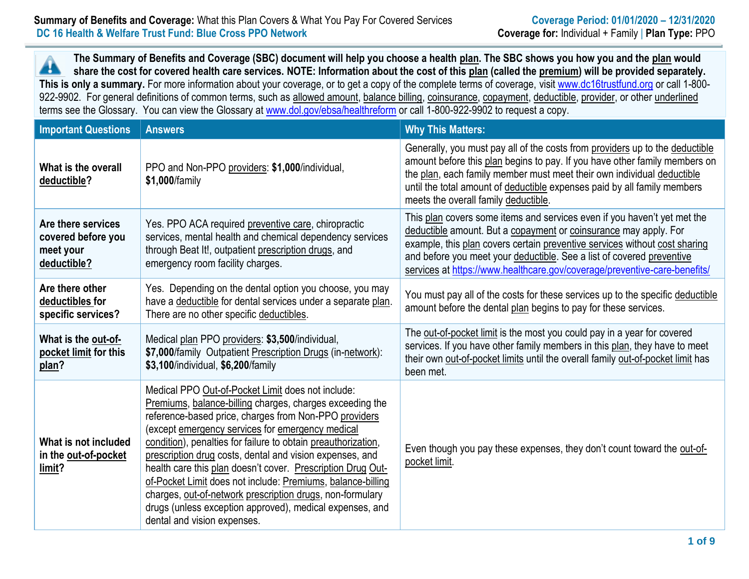**Summary of Benefits and Coverage:** What this Plan Covers & What You Pay For Covered Services
**DC 16 Health & Welfare Trust Fund: Blue Cross PPO Network**

**Coverage Period: 01/01/2020 – 12/31/2020**
**Coverage for:** Individual + Family | **Plan Type:** PPO

**The Summary of Benefits and Coverage (SBC) document will help you choose a health plan. The SBC shows you how you and the plan would share the cost for covered health care services. NOTE: Information about the cost of this plan (called the premium) will be provided separately. This is only a summary.** For more information about your coverage, or to get a copy of the complete terms of coverage, visit www.dc16trustfund.org or call 1-800-922-9902. For general definitions of common terms, such as allowed amount, balance billing, coinsurance, copayment, deductible, provider, or other underlined terms see the Glossary. You can view the Glossary at www.dol.gov/ebsa/healthreform or call 1-800-922-9902 to request a copy.

| Important Questions | Answers | Why This Matters: |
|---|---|---|
| **What is the overall deductible?** | PPO and Non-PPO providers: **$1,000**/individual, **$1,000**/family | Generally, you must pay all of the costs from providers up to the deductible amount before this plan begins to pay. If you have other family members on the plan, each family member must meet their own individual deductible until the total amount of deductible expenses paid by all family members meets the overall family deductible. |
| **Are there services covered before you meet your deductible?** | Yes. PPO ACA required preventive care, chiropractic services, mental health and chemical dependency services through Beat It!, outpatient prescription drugs, and emergency room facility charges. | This plan covers some items and services even if you haven't yet met the deductible amount. But a copayment or coinsurance may apply. For example, this plan covers certain preventive services without cost sharing and before you meet your deductible. See a list of covered preventive services at https://www.healthcare.gov/coverage/preventive-care-benefits/ |
| **Are there other deductibles for specific services?** | Yes. Depending on the dental option you choose, you may have a deductible for dental services under a separate plan. There are no other specific deductibles. | You must pay all of the costs for these services up to the specific deductible amount before the dental plan begins to pay for these services. |
| **What is the out-of-pocket limit for this plan?** | Medical plan PPO providers: **$3,500**/individual, **$7,000**/family Outpatient Prescription Drugs (in-network): **$3,100**/individual, **$6,200**/family | The out-of-pocket limit is the most you could pay in a year for covered services. If you have other family members in this plan, they have to meet their own out-of-pocket limits until the overall family out-of-pocket limit has been met. |
| **What is not included in the out-of-pocket limit?** | Medical PPO Out-of-Pocket Limit does not include: Premiums, balance-billing charges, charges exceeding the reference-based price, charges from Non-PPO providers (except emergency services for emergency medical condition), penalties for failure to obtain preauthorization, prescription drug costs, dental and vision expenses, and health care this plan doesn't cover. Prescription Drug Out-of-Pocket Limit does not include: Premiums, balance-billing charges, out-of-network prescription drugs, non-formulary drugs (unless exception approved), medical expenses, and dental and vision expenses. | Even though you pay these expenses, they don't count toward the out-of-pocket limit. |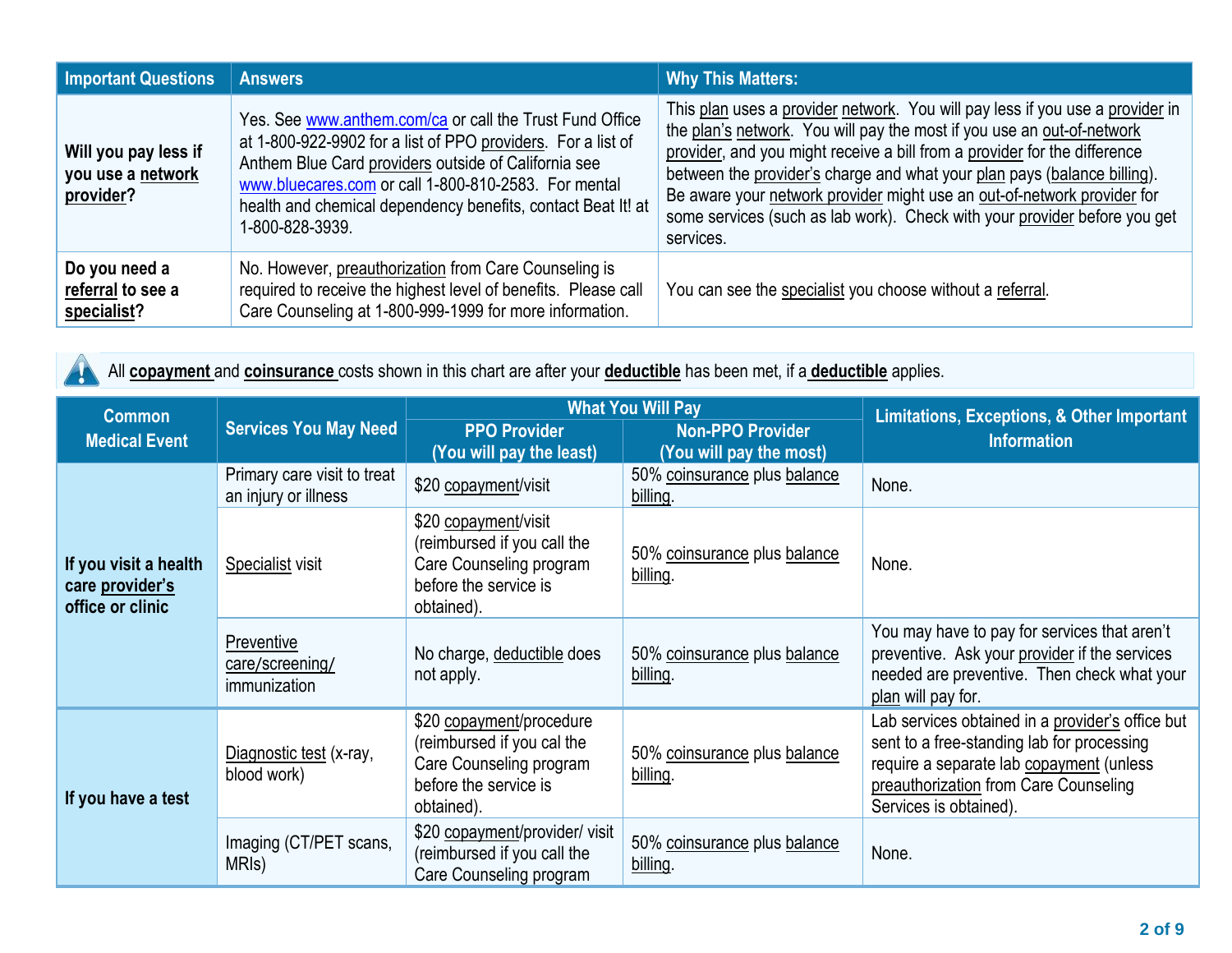| Important Questions | Answers | Why This Matters: |
|---|---|---|
| **Will you pay less if you use a network provider?** | Yes. See www.anthem.com/ca or call the Trust Fund Office at 1-800-922-9902 for a list of PPO providers. For a list of Anthem Blue Card providers outside of California see www.bluecares.com or call 1-800-810-2583. For mental health and chemical dependency benefits, contact Beat It! at 1-800-828-3939. | This plan uses a provider network. You will pay less if you use a provider in the plan's network. You will pay the most if you use an out-of-network provider, and you might receive a bill from a provider for the difference between the provider's charge and what your plan pays (balance billing). Be aware your network provider might use an out-of-network provider for some services (such as lab work). Check with your provider before you get services. |
| **Do you need a referral to see a specialist?** | No. However, preauthorization from Care Counseling is required to receive the highest level of benefits. Please call Care Counseling at 1-800-999-1999 for more information. | You can see the specialist you choose without a referral. |

All **copayment** and **coinsurance** costs shown in this chart are after your **deductible** has been met, if a **deductible** applies.

| Common Medical Event | Services You May Need | What You Will Pay | | Limitations, Exceptions, & Other Important Information |
|---|---|---|---|---|
| | | PPO Provider (You will pay the least) | Non-PPO Provider (You will pay the most) | |
| **If you visit a health care provider's office or clinic** | Primary care visit to treat an injury or illness | $20 copayment/visit | 50% coinsurance plus balance billing. | None. |
| | Specialist visit | $20 copayment/visit (reimbursed if you call the Care Counseling program before the service is obtained). | 50% coinsurance plus balance billing. | None. |
| | Preventive care/screening/ immunization | No charge, deductible does not apply. | 50% coinsurance plus balance billing. | You may have to pay for services that aren't preventive. Ask your provider if the services needed are preventive. Then check what your plan will pay for. |
| **If you have a test** | Diagnostic test (x-ray, blood work) | $20 copayment/procedure (reimbursed if you cal the Care Counseling program before the service is obtained). | 50% coinsurance plus balance billing. | Lab services obtained in a provider's office but sent to a free-standing lab for processing require a separate lab copayment (unless preauthorization from Care Counseling Services is obtained). |
| | Imaging (CT/PET scans, MRIs) | $20 copayment/provider/ visit (reimbursed if you call the Care Counseling program | 50% coinsurance plus balance billing. | None. |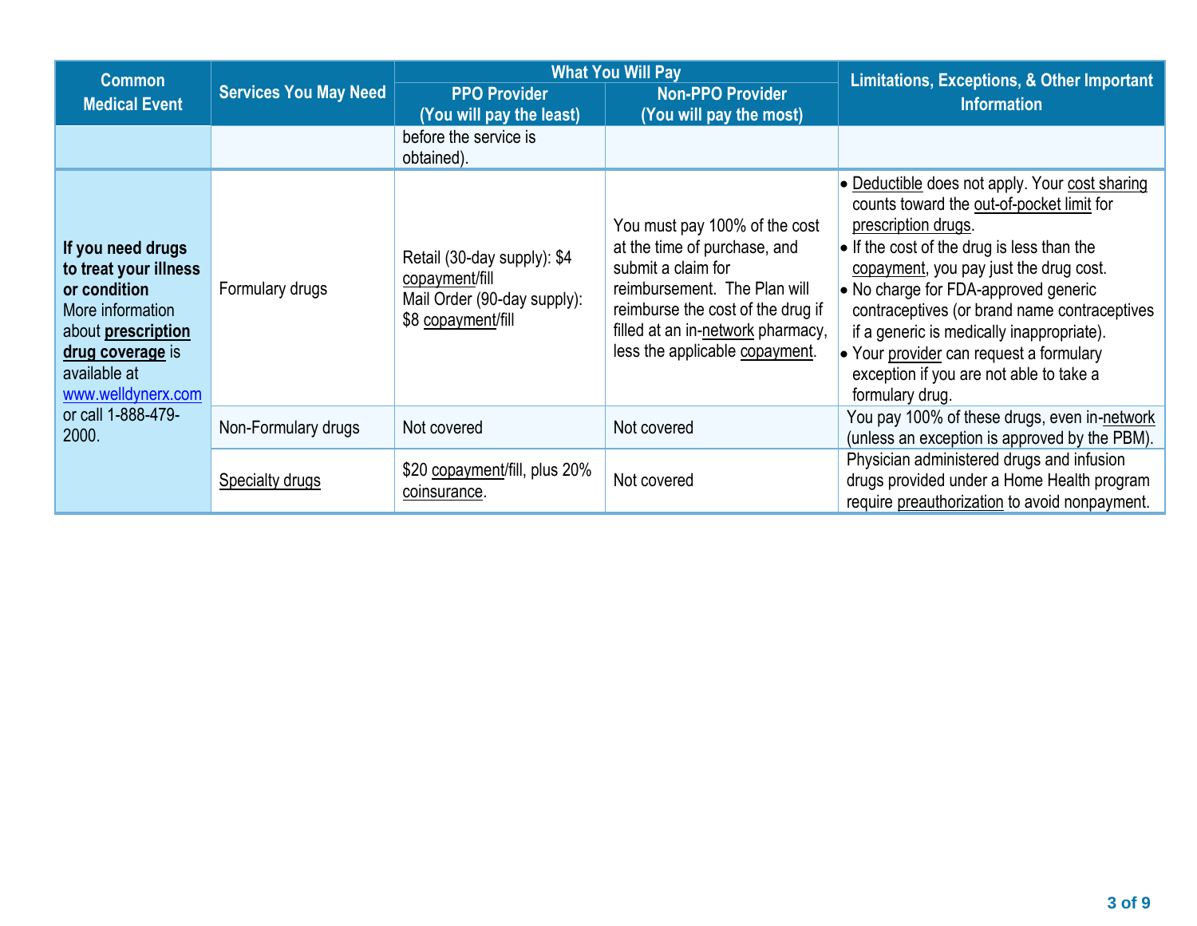| Common Medical Event | Services You May Need | What You Will Pay | | Limitations, Exceptions, & Other Important Information |
|---|---|---|---|---|
| | | PPO Provider (You will pay the least) | Non-PPO Provider (You will pay the most) | |
| | | before the service is obtained). | | |
| **If you need drugs to treat your illness or condition** More information about **prescription drug coverage** is available at www.welldynerx.com or call 1-888-479-2000. | Formulary drugs | Retail (30-day supply): $4 copayment/fill Mail Order (90-day supply): $8 copayment/fill | You must pay 100% of the cost at the time of purchase, and submit a claim for reimbursement. The Plan will reimburse the cost of the drug if filled at an in-network pharmacy, less the applicable copayment. | • Deductible does not apply. Your cost sharing counts toward the out-of-pocket limit for prescription drugs. • If the cost of the drug is less than the copayment, you pay just the drug cost. • No charge for FDA-approved generic contraceptives (or brand name contraceptives if a generic is medically inappropriate). • Your provider can request a formulary exception if you are not able to take a formulary drug. |
| | Non-Formulary drugs | Not covered | Not covered | You pay 100% of these drugs, even in-network (unless an exception is approved by the PBM). |
| | Specialty drugs | $20 copayment/fill, plus 20% coinsurance. | Not covered | Physician administered drugs and infusion drugs provided under a Home Health program require preauthorization to avoid nonpayment. |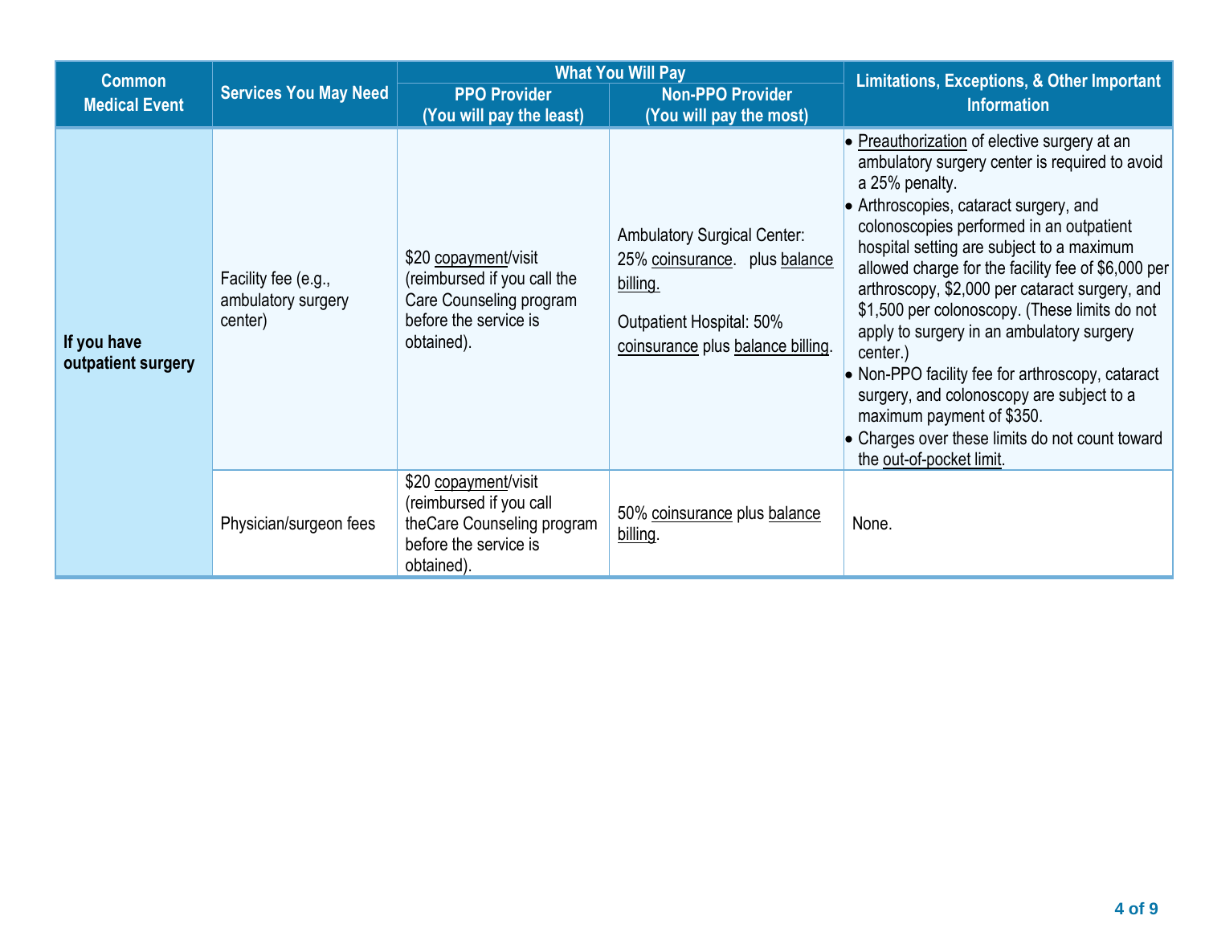| Common Medical Event | Services You May Need | What You Will Pay | | Limitations, Exceptions, & Other Important Information |
|---|---|---|---|---|
| | | PPO Provider (You will pay the least) | Non-PPO Provider (You will pay the most) | |
| **If you have outpatient surgery** | Facility fee (e.g., ambulatory surgery center) | $20 copayment/visit (reimbursed if you call the Care Counseling program before the service is obtained). | Ambulatory Surgical Center: 25% coinsurance. plus balance billing.<br><br>Outpatient Hospital: 50% coinsurance plus balance billing. | • Preauthorization of elective surgery at an ambulatory surgery center is required to avoid a 25% penalty.<br>• Arthroscopies, cataract surgery, and colonoscopies performed in an outpatient hospital setting are subject to a maximum allowed charge for the facility fee of $6,000 per arthroscopy, $2,000 per cataract surgery, and $1,500 per colonoscopy. (These limits do not apply to surgery in an ambulatory surgery center.)<br>• Non-PPO facility fee for arthroscopy, cataract surgery, and colonoscopy are subject to a maximum payment of $350.<br>• Charges over these limits do not count toward the out-of-pocket limit. |
| | Physician/surgeon fees | $20 copayment/visit (reimbursed if you call theCare Counseling program before the service is obtained). | 50% coinsurance plus balance billing. | None. |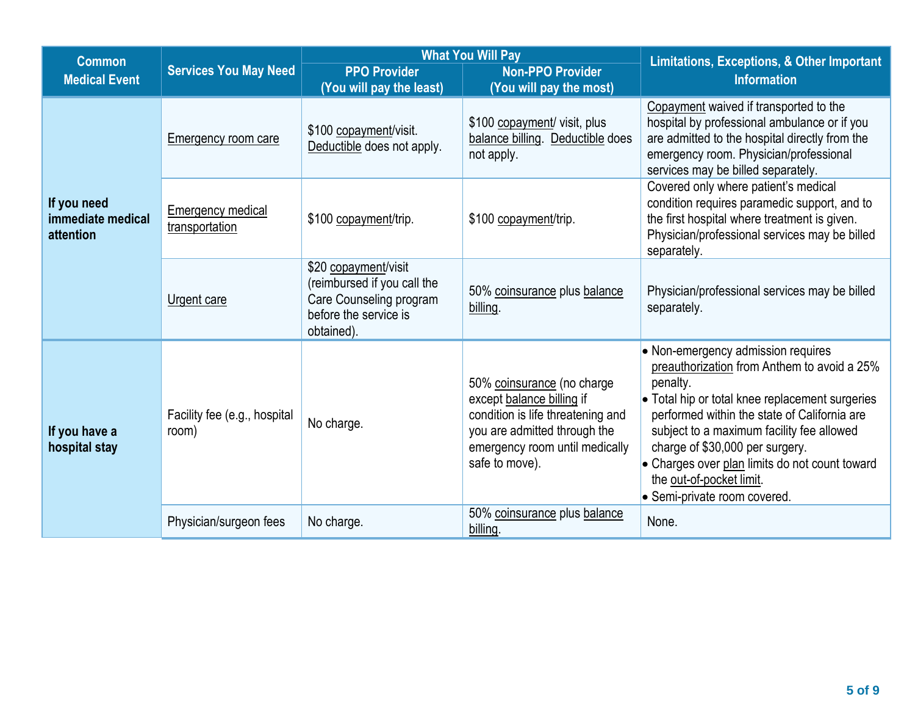| Common Medical Event | Services You May Need | What You Will Pay | | Limitations, Exceptions, & Other Important Information |
|---|---|---|---|---|
| | | PPO Provider (You will pay the least) | Non-PPO Provider (You will pay the most) | |
| **If you need immediate medical attention** | Emergency room care | $100 copayment/visit. Deductible does not apply. | $100 copayment/ visit, plus balance billing. Deductible does not apply. | Copayment waived if transported to the hospital by professional ambulance or if you are admitted to the hospital directly from the emergency room. Physician/professional services may be billed separately. |
| | Emergency medical transportation | $100 copayment/trip. | $100 copayment/trip. | Covered only where patient's medical condition requires paramedic support, and to the first hospital where treatment is given. Physician/professional services may be billed separately. |
| | Urgent care | $20 copayment/visit (reimbursed if you call the Care Counseling program before the service is obtained). | 50% coinsurance plus balance billing. | Physician/professional services may be billed separately. |
| **If you have a hospital stay** | Facility fee (e.g., hospital room) | No charge. | 50% coinsurance (no charge except balance billing if condition is life threatening and you are admitted through the emergency room until medically safe to move). | • Non-emergency admission requires preauthorization from Anthem to avoid a 25% penalty.<br>• Total hip or total knee replacement surgeries performed within the state of California are subject to a maximum facility fee allowed charge of $30,000 per surgery.<br>• Charges over plan limits do not count toward the out-of-pocket limit.<br>• Semi-private room covered. |
| | Physician/surgeon fees | No charge. | 50% coinsurance plus balance billing. | None. |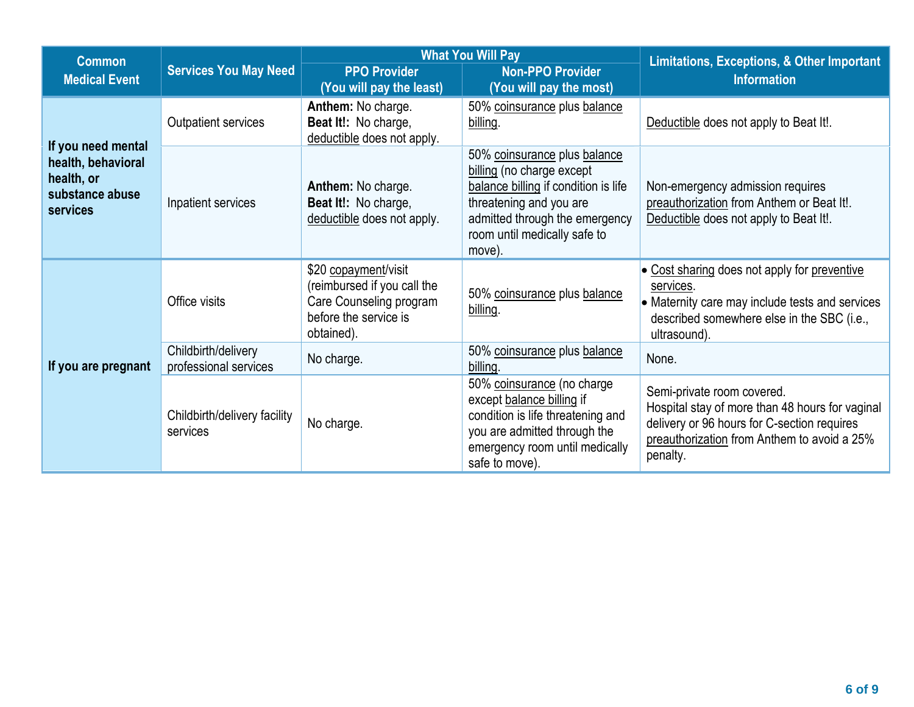| Common Medical Event | Services You May Need | What You Will Pay | | Limitations, Exceptions, & Other Important Information |
|---|---|---|---|---|
| | | PPO Provider (You will pay the least) | Non-PPO Provider (You will pay the most) | |
| **If you need mental health, behavioral health, or substance abuse services** | Outpatient services | **Anthem:** No charge. **Beat It!:** No charge, deductible does not apply. | 50% coinsurance plus balance billing. | Deductible does not apply to Beat It!. |
| | Inpatient services | **Anthem:** No charge. **Beat It!:** No charge, deductible does not apply. | 50% coinsurance plus balance billing (no charge except balance billing if condition is life threatening and you are admitted through the emergency room until medically safe to move). | Non-emergency admission requires preauthorization from Anthem or Beat It!. Deductible does not apply to Beat It!. |
| **If you are pregnant** | Office visits | $20 copayment/visit (reimbursed if you call the Care Counseling program before the service is obtained). | 50% coinsurance plus balance billing. | • Cost sharing does not apply for preventive services. • Maternity care may include tests and services described somewhere else in the SBC (i.e., ultrasound). |
| | Childbirth/delivery professional services | No charge. | 50% coinsurance plus balance billing. | None. |
| | Childbirth/delivery facility services | No charge. | 50% coinsurance (no charge except balance billing if condition is life threatening and you are admitted through the emergency room until medically safe to move). | Semi-private room covered. Hospital stay of more than 48 hours for vaginal delivery or 96 hours for C-section requires preauthorization from Anthem to avoid a 25% penalty. |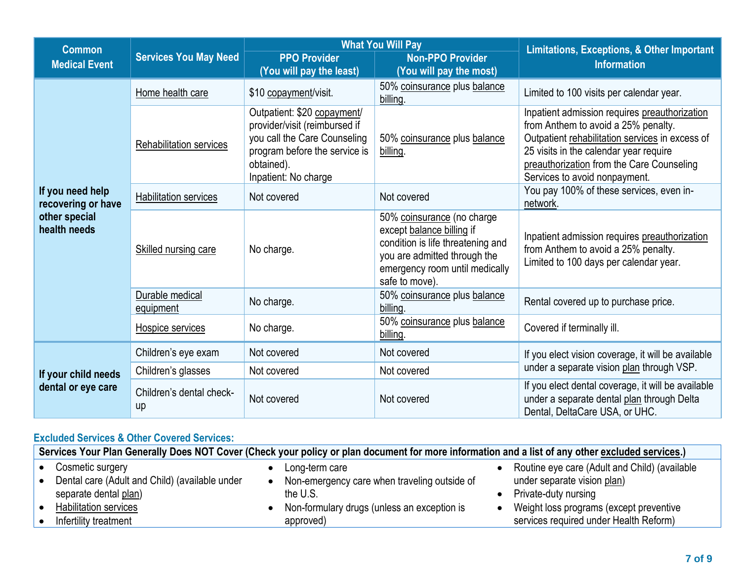| Common Medical Event | Services You May Need | What You Will Pay | | Limitations, Exceptions, & Other Important Information |
|---|---|---|---|---|
| | | PPO Provider (You will pay the least) | Non-PPO Provider (You will pay the most) | |
| If you need help recovering or have other special health needs | Home health care | $10 copayment/visit. | 50% coinsurance plus balance billing. | Limited to 100 visits per calendar year. |
| | Rehabilitation services | Outpatient: $20 copayment/ provider/visit (reimbursed if you call the Care Counseling program before the service is obtained).<br>Inpatient: No charge | 50% coinsurance plus balance billing. | Inpatient admission requires preauthorization from Anthem to avoid a 25% penalty. Outpatient rehabilitation services in excess of 25 visits in the calendar year require preauthorization from the Care Counseling Services to avoid nonpayment. |
| | Habilitation services | Not covered | Not covered | You pay 100% of these services, even in-network. |
| | Skilled nursing care | No charge. | 50% coinsurance (no charge except balance billing if condition is life threatening and you are admitted through the emergency room until medically safe to move). | Inpatient admission requires preauthorization from Anthem to avoid a 25% penalty.<br>Limited to 100 days per calendar year. |
| | Durable medical equipment | No charge. | 50% coinsurance plus balance billing. | Rental covered up to purchase price. |
| | Hospice services | No charge. | 50% coinsurance plus balance billing. | Covered if terminally ill. |
| If your child needs dental or eye care | Children's eye exam | Not covered | Not covered | If you elect vision coverage, it will be available under a separate vision plan through VSP. |
| | Children's glasses | Not covered | Not covered | |
| | Children's dental check-up | Not covered | Not covered | If you elect dental coverage, it will be available under a separate dental plan through Delta Dental, DeltaCare USA, or UHC. |

## Excluded Services & Other Covered Services:

**Services Your Plan Generally Does NOT Cover (Check your policy or plan document for more information and a list of any other excluded services.)**

- Cosmetic surgery
- Dental care (Adult and Child) (available under separate dental plan)
- Habilitation services
- Infertility treatment
- Long-term care
- Non-emergency care when traveling outside of the U.S.
- Non-formulary drugs (unless an exception is approved)
- Routine eye care (Adult and Child) (available under separate vision plan)
- Private-duty nursing
- Weight loss programs (except preventive services required under Health Reform)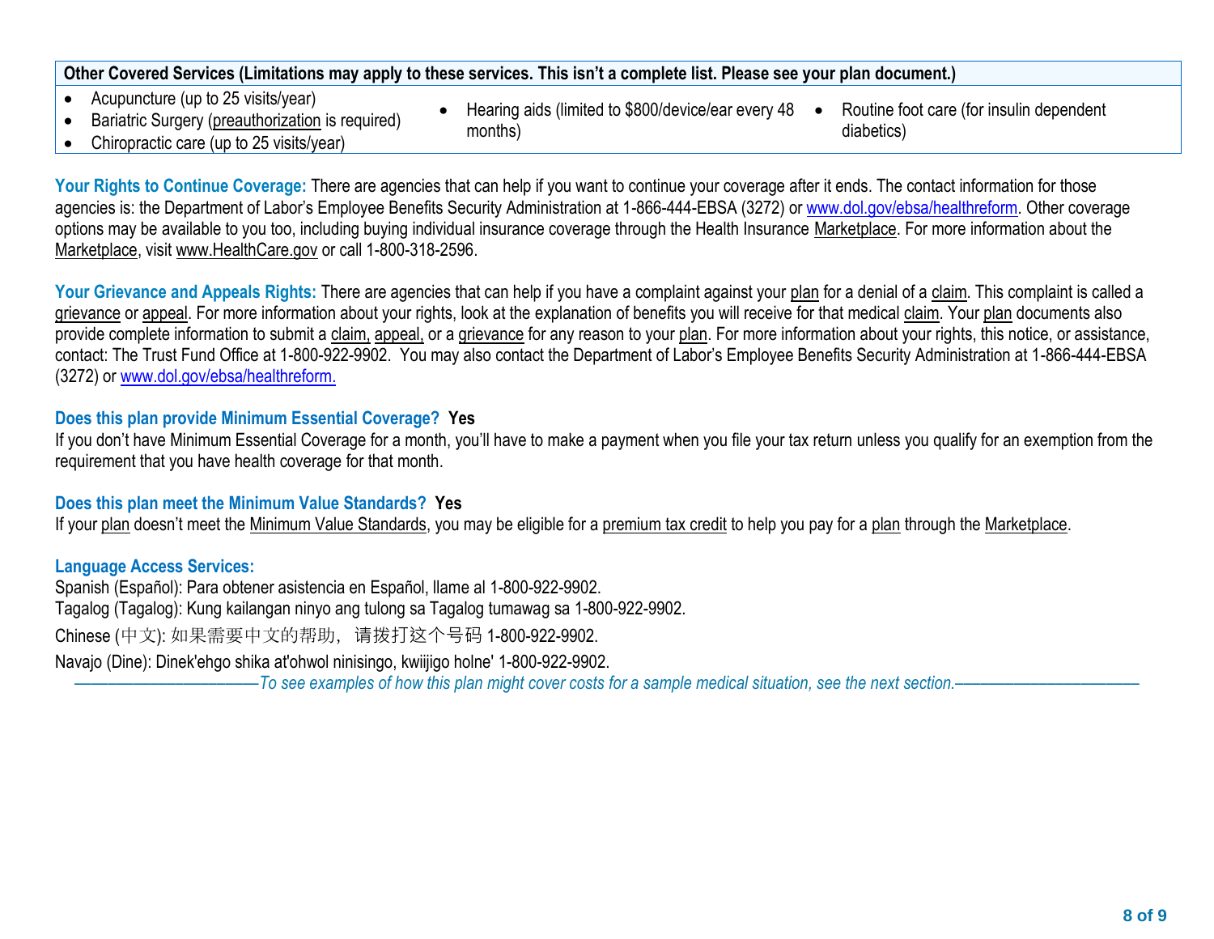| Other Covered Services (Limitations may apply to these services. This isn't a complete list. Please see your plan document.) | | |
|---|---|---|
| • Acupuncture (up to 25 visits/year)<br>• Bariatric Surgery (preauthorization is required)<br>• Chiropractic care (up to 25 visits/year) | • Hearing aids (limited to $800/device/ear every 48 months) | • Routine foot care (for insulin dependent diabetics) |

**Your Rights to Continue Coverage:** There are agencies that can help if you want to continue your coverage after it ends. The contact information for those agencies is: the Department of Labor's Employee Benefits Security Administration at 1-866-444-EBSA (3272) or www.dol.gov/ebsa/healthreform. Other coverage options may be available to you too, including buying individual insurance coverage through the Health Insurance Marketplace. For more information about the Marketplace, visit www.HealthCare.gov or call 1-800-318-2596.

**Your Grievance and Appeals Rights:** There are agencies that can help if you have a complaint against your plan for a denial of a claim. This complaint is called a grievance or appeal. For more information about your rights, look at the explanation of benefits you will receive for that medical claim. Your plan documents also provide complete information to submit a claim, appeal, or a grievance for any reason to your plan. For more information about your rights, this notice, or assistance, contact: The Trust Fund Office at 1-800-922-9902. You may also contact the Department of Labor's Employee Benefits Security Administration at 1-866-444-EBSA (3272) or www.dol.gov/ebsa/healthreform.

**Does this plan provide Minimum Essential Coverage? Yes**

If you don't have Minimum Essential Coverage for a month, you'll have to make a payment when you file your tax return unless you qualify for an exemption from the requirement that you have health coverage for that month.

**Does this plan meet the Minimum Value Standards? Yes**

If your plan doesn't meet the Minimum Value Standards, you may be eligible for a premium tax credit to help you pay for a plan through the Marketplace.

**Language Access Services:**

Spanish (Español): Para obtener asistencia en Español, llame al 1-800-922-9902.

Tagalog (Tagalog): Kung kailangan ninyo ang tulong sa Tagalog tumawag sa 1-800-922-9902.

Chinese (中文): 如果需要中文的帮助，请拨打这个号码 1-800-922-9902.

Navajo (Dine): Dinek'ehgo shika at'ohwol ninisingo, kwiijigo holne' 1-800-922-9902.

*——————————————To see examples of how this plan might cover costs for a sample medical situation, see the next section.——————————————*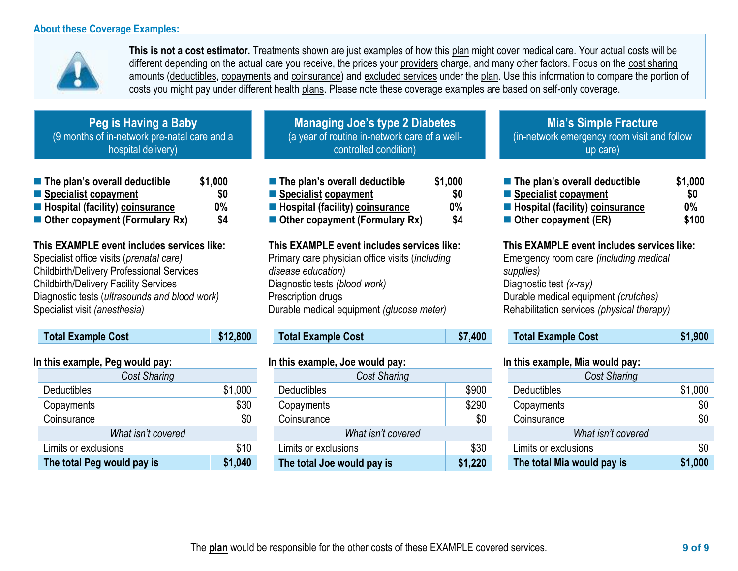### About these Coverage Examples:

**This is not a cost estimator.** Treatments shown are just examples of how this plan might cover medical care. Your actual costs will be different depending on the actual care you receive, the prices your providers charge, and many other factors. Focus on the cost sharing amounts (deductibles, copayments and coinsurance) and excluded services under the plan. Use this information to compare the portion of costs you might pay under different health plans. Please note these coverage examples are based on self-only coverage.

## Peg is Having a Baby
(9 months of in-network pre-natal care and a hospital delivery)

- **The plan's overall deductible** **$1,000**
- **Specialist copayment** **$0**
- **Hospital (facility) coinsurance** **0%**
- **Other copayment (Formulary Rx)** **$4**

**This EXAMPLE event includes services like:**
Specialist office visits (*prenatal care)*
Childbirth/Delivery Professional Services
Childbirth/Delivery Facility Services
Diagnostic tests (*ultrasounds and blood work)*
Specialist visit *(anesthesia)*

| **Total Example Cost** | **$12,800** |
|---|---|

**In this example, Peg would pay:**

| *Cost Sharing* | |
|---|---|
| Deductibles | $1,000 |
| Copayments | $30 |
| Coinsurance | $0 |
| *What isn't covered* | |
| Limits or exclusions | $10 |
| **The total Peg would pay is** | **$1,040** |

## Managing Joe's type 2 Diabetes
(a year of routine in-network care of a well-controlled condition)

- **The plan's overall deductible** **$1,000**
- **Specialist copayment** **$0**
- **Hospital (facility) coinsurance** **0%**
- **Other copayment (Formulary Rx)** **$4**

**This EXAMPLE event includes services like:**
Primary care physician office visits (*including disease education)*
Diagnostic tests *(blood work)*
Prescription drugs
Durable medical equipment *(glucose meter)*

| **Total Example Cost** | **$7,400** |
|---|---|

**In this example, Joe would pay:**

| *Cost Sharing* | |
|---|---|
| Deductibles | $900 |
| Copayments | $290 |
| Coinsurance | $0 |
| *What isn't covered* | |
| Limits or exclusions | $30 |
| **The total Joe would pay is** | **$1,220** |

## Mia's Simple Fracture
(in-network emergency room visit and follow up care)

- **The plan's overall deductible** **$1,000**
- **Specialist copayment** **$0**
- **Hospital (facility) coinsurance** **0%**
- **Other copayment (ER)** **$100**

**This EXAMPLE event includes services like:**
Emergency room care *(including medical supplies)*
Diagnostic test *(x-ray)*
Durable medical equipment *(crutches)*
Rehabilitation services *(physical therapy)*

| **Total Example Cost** | **$1,900** |
|---|---|

**In this example, Mia would pay:**

| *Cost Sharing* | |
|---|---|
| Deductibles | $1,000 |
| Copayments | $0 |
| Coinsurance | $0 |
| *What isn't covered* | |
| Limits or exclusions | $0 |
| **The total Mia would pay is** | **$1,000** |

The **plan** would be responsible for the other costs of these EXAMPLE covered services.